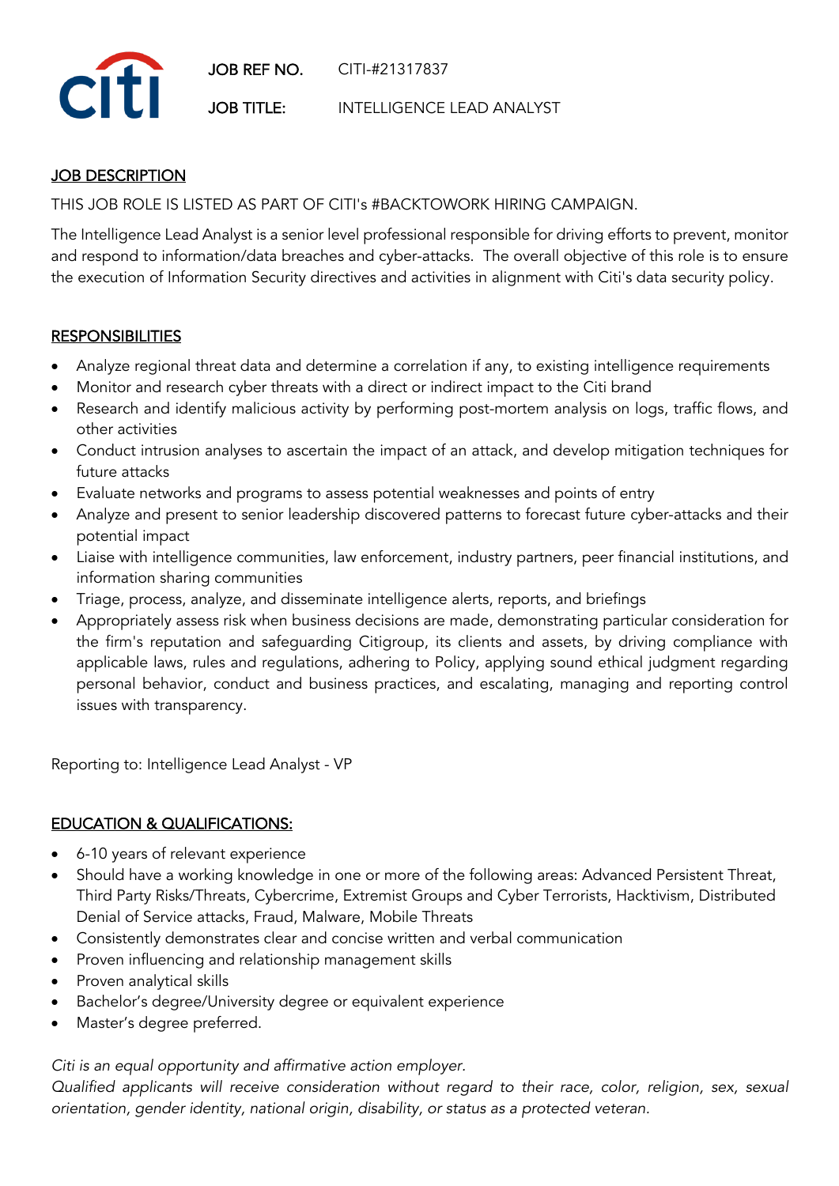citi

**JOB REF NO.** CITI-#21317837

**JOB TITLE:** INTELLIGENCE LEAD ANALYST

## JOB DESCRIPTION

THIS JOB ROLE IS LISTED AS PART OF CITI's #BACKTOWORK HIRING CAMPAIGN.

The Intelligence Lead Analyst is a senior level professional responsible for driving efforts to prevent, monitor and respond to information/data breaches and cyber-attacks. The overall objective of this role is to ensure the execution of Information Security directives and activities in alignment with Citi's data security policy.

## RESPONSIBILITIES

- Analyze regional threat data and determine a correlation if any, to existing intelligence requirements
- Monitor and research cyber threats with a direct or indirect impact to the Citi brand
- Research and identify malicious activity by performing post-mortem analysis on logs, traffic flows, and other activities
- Conduct intrusion analyses to ascertain the impact of an attack, and develop mitigation techniques for future attacks
- Evaluate networks and programs to assess potential weaknesses and points of entry
- Analyze and present to senior leadership discovered patterns to forecast future cyber-attacks and their potential impact
- Liaise with intelligence communities, law enforcement, industry partners, peer financial institutions, and information sharing communities
- Triage, process, analyze, and disseminate intelligence alerts, reports, and briefings
- Appropriately assess risk when business decisions are made, demonstrating particular consideration for the firm's reputation and safeguarding Citigroup, its clients and assets, by driving compliance with applicable laws, rules and regulations, adhering to Policy, applying sound ethical judgment regarding personal behavior, conduct and business practices, and escalating, managing and reporting control issues with transparency.

Reporting to: Intelligence Lead Analyst - VP

## EDUCATION & QUALIFICATIONS:

- 6-10 years of relevant experience
- Should have a working knowledge in one or more of the following areas: Advanced Persistent Threat, Third Party Risks/Threats, Cybercrime, Extremist Groups and Cyber Terrorists, Hacktivism, Distributed Denial of Service attacks, Fraud, Malware, Mobile Threats
- Consistently demonstrates clear and concise written and verbal communication
- Proven influencing and relationship management skills
- Proven analytical skills
- Bachelor's degree/University degree or equivalent experience
- Master's degree preferred.

*Citi is an equal opportunity and affirmative action employer.*
*Qualified applicants will receive consideration without regard to their race, color, religion, sex, sexual orientation, gender identity, national origin, disability, or status as a protected veteran.*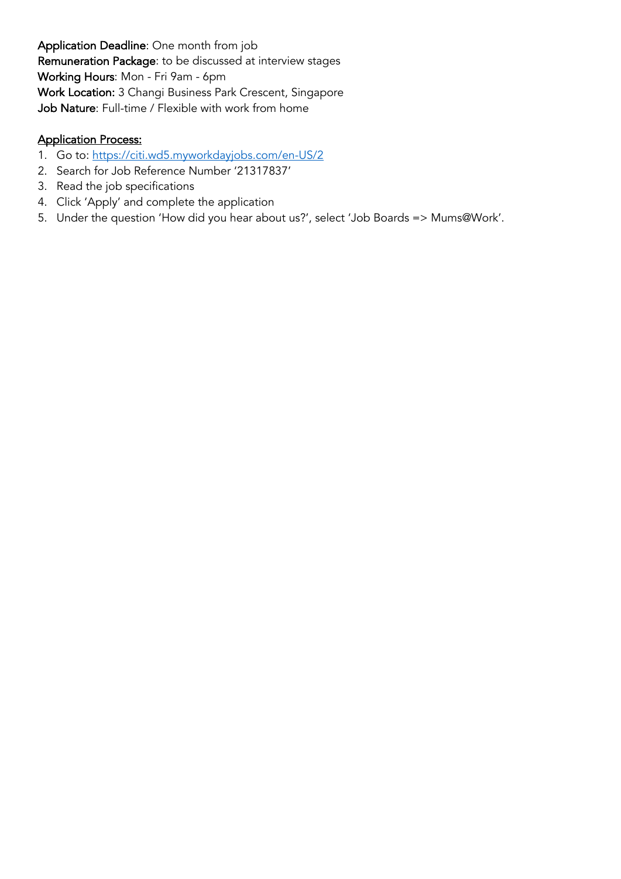**Application Deadline**: One month from job
**Remuneration Package**: to be discussed at interview stages
**Working Hours**: Mon - Fri 9am - 6pm
**Work Location:** 3 Changi Business Park Crescent, Singapore
**Job Nature**: Full-time / Flexible with work from home

**Application Process:**

1. Go to: [https://citi.wd5.myworkdayjobs.com/en-US/2](https://citi.wd5.myworkdayjobs.com/en-US/2)
2. Search for Job Reference Number '21317837'
3. Read the job specifications
4. Click 'Apply' and complete the application
5. Under the question 'How did you hear about us?', select 'Job Boards => Mums@Work'.